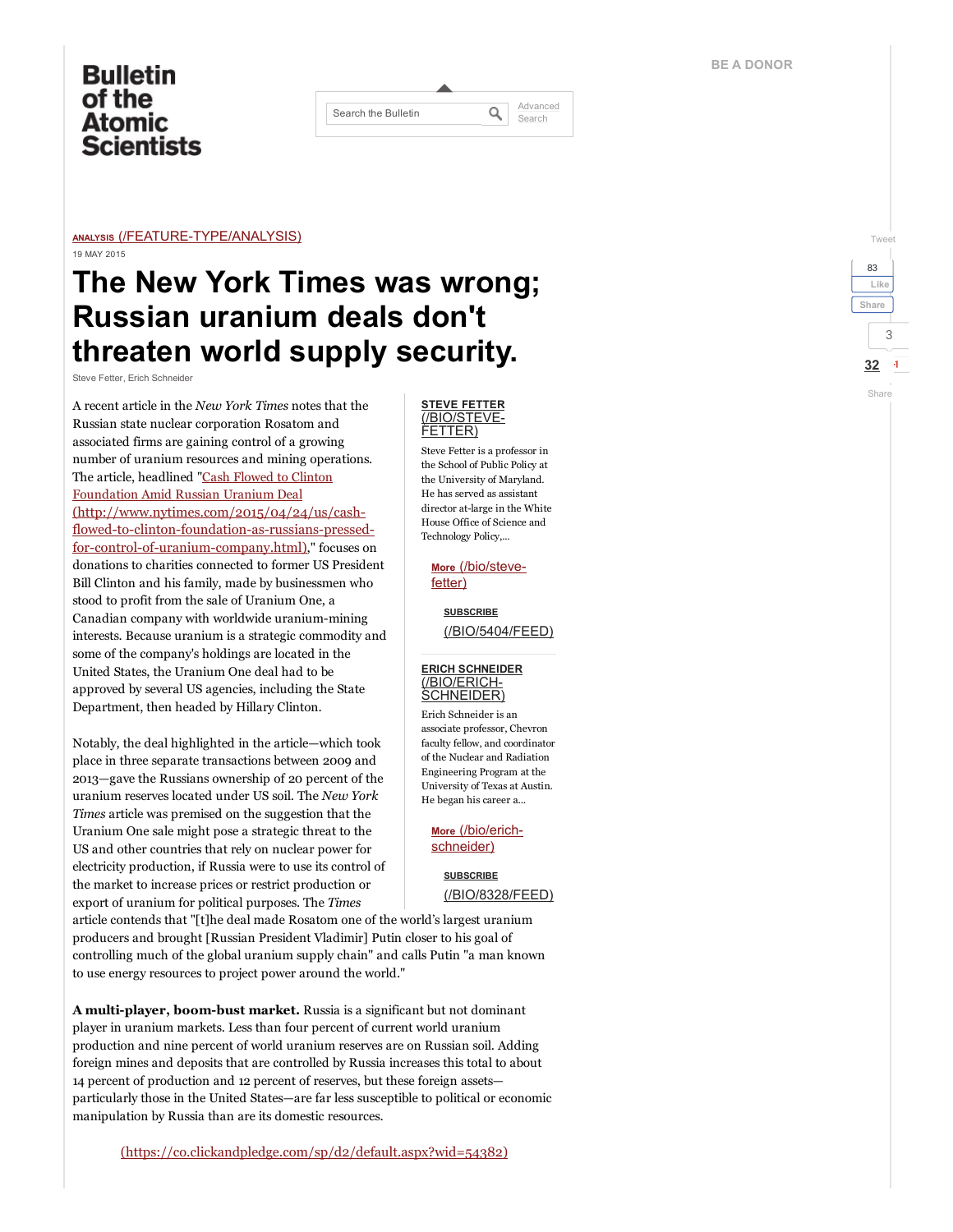ANALYSIS (/FEATURE-TYPE/ANALYSIS)

19 MAY 2015

# The New York Times was wrong; Russian uranium deals don't threaten world supply security.

Steve Fetter, Erich Schneider

A recent article in the *New York Times* notes that the Russian state nuclear corporation Rosatom and associated firms are gaining control of a growing number of uranium resources and mining operations. The article, headlined "Cash Flowed to Clinton Foundation Amid Russian Uranium Deal (http://www.nytimes.com/2015/04/24/us/cash-flowed-to-clinton-foundation-as-russians-pressed-for-control-of-uranium-company.html)," focuses on donations to charities connected to former US President Bill Clinton and his family, made by businessmen who stood to profit from the sale of Uranium One, a Canadian company with worldwide uranium-mining interests. Because uranium is a strategic commodity and some of the company's holdings are located in the United States, the Uranium One deal had to be approved by several US agencies, including the State Department, then headed by Hillary Clinton.

Notably, the deal highlighted in the article—which took place in three separate transactions between 2009 and 2013—gave the Russians ownership of 20 percent of the uranium reserves located under US soil. The *New York Times* article was premised on the suggestion that the Uranium One sale might pose a strategic threat to the US and other countries that rely on nuclear power for electricity production, if Russia were to use its control of the market to increase prices or restrict production or export of uranium for political purposes. The *Times* article contends that "[t]he deal made Rosatom one of the world's largest uranium producers and brought [Russian President Vladimir] Putin closer to his goal of controlling much of the global uranium supply chain" and calls Putin "a man known to use energy resources to project power around the world."

**STEVE FETTER (/BIO/STEVE-FETTER)**

Steve Fetter is a professor in the School of Public Policy at the University of Maryland. He has served as assistant director at-large in the White House Office of Science and Technology Policy,...

More (/bio/steve-fetter)

SUBSCRIBE (/BIO/5404/FEED)

**ERICH SCHNEIDER (/BIO/ERICH-SCHNEIDER)**

Erich Schneider is an associate professor, Chevron faculty fellow, and coordinator of the Nuclear and Radiation Engineering Program at the University of Texas at Austin. He began his career a...

More (/bio/erich-schneider)

SUBSCRIBE (/BIO/8328/FEED)

**A multi-player, boom-bust market.** Russia is a significant but not dominant player in uranium markets. Less than four percent of current world uranium production and nine percent of world uranium reserves are on Russian soil. Adding foreign mines and deposits that are controlled by Russia increases this total to about 14 percent of production and 12 percent of reserves, but these foreign assets—particularly those in the United States—are far less susceptible to political or economic manipulation by Russia than are its domestic resources.

(https://co.clickandpledge.com/sp/d2/default.aspx?wid=54382)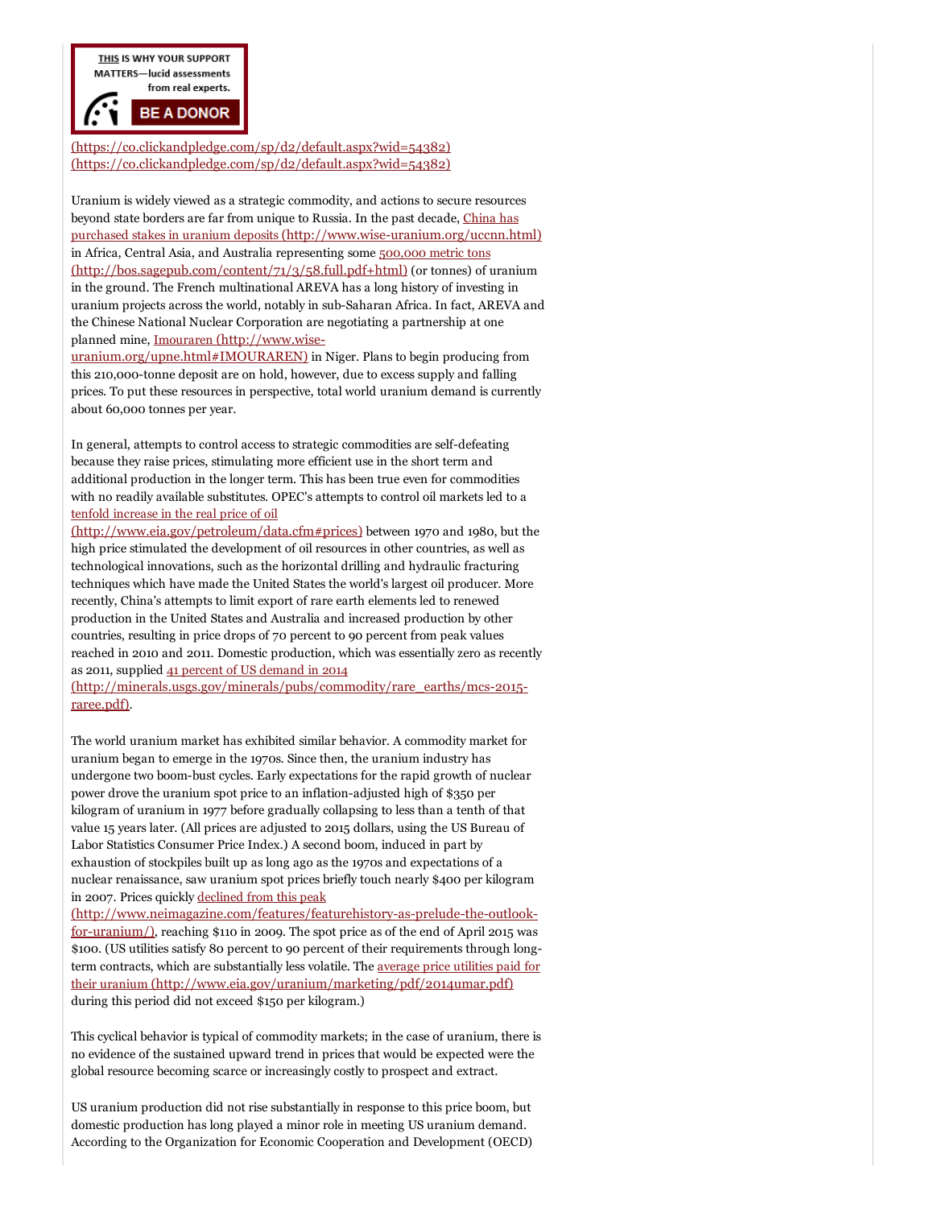THIS IS WHY YOUR SUPPORT MATTERS—lucid assessments from real experts.

BE A DONOR

(https://co.clickandpledge.com/sp/d2/default.aspx?wid=54382)
(https://co.clickandpledge.com/sp/d2/default.aspx?wid=54382)

Uranium is widely viewed as a strategic commodity, and actions to secure resources beyond state borders are far from unique to Russia. In the past decade, China has purchased stakes in uranium deposits (http://www.wise-uranium.org/uccnn.html) in Africa, Central Asia, and Australia representing some 500,000 metric tons (http://bos.sagepub.com/content/71/3/58.full.pdf+html) (or tonnes) of uranium in the ground. The French multinational AREVA has a long history of investing in uranium projects across the world, notably in sub-Saharan Africa. In fact, AREVA and the Chinese National Nuclear Corporation are negotiating a partnership at one planned mine, Imouraren (http://www.wise-uranium.org/upne.html#IMOURAREN) in Niger. Plans to begin producing from this 210,000-tonne deposit are on hold, however, due to excess supply and falling prices. To put these resources in perspective, total world uranium demand is currently about 60,000 tonnes per year.

In general, attempts to control access to strategic commodities are self-defeating because they raise prices, stimulating more efficient use in the short term and additional production in the longer term. This has been true even for commodities with no readily available substitutes. OPEC's attempts to control oil markets led to a tenfold increase in the real price of oil (http://www.eia.gov/petroleum/data.cfm#prices) between 1970 and 1980, but the high price stimulated the development of oil resources in other countries, as well as technological innovations, such as the horizontal drilling and hydraulic fracturing techniques which have made the United States the world's largest oil producer. More recently, China's attempts to limit export of rare earth elements led to renewed production in the United States and Australia and increased production by other countries, resulting in price drops of 70 percent to 90 percent from peak values reached in 2010 and 2011. Domestic production, which was essentially zero as recently as 2011, supplied 41 percent of US demand in 2014 (http://minerals.usgs.gov/minerals/pubs/commodity/rare_earths/mcs-2015-raree.pdf).

The world uranium market has exhibited similar behavior. A commodity market for uranium began to emerge in the 1970s. Since then, the uranium industry has undergone two boom-bust cycles. Early expectations for the rapid growth of nuclear power drove the uranium spot price to an inflation-adjusted high of $350 per kilogram of uranium in 1977 before gradually collapsing to less than a tenth of that value 15 years later. (All prices are adjusted to 2015 dollars, using the US Bureau of Labor Statistics Consumer Price Index.) A second boom, induced in part by exhaustion of stockpiles built up as long ago as the 1970s and expectations of a nuclear renaissance, saw uranium spot prices briefly touch nearly $400 per kilogram in 2007. Prices quickly declined from this peak (http://www.neimagazine.com/features/featurehistory-as-prelude-the-outlook-for-uranium/), reaching $110 in 2009. The spot price as of the end of April 2015 was $100. (US utilities satisfy 80 percent to 90 percent of their requirements through long-term contracts, which are substantially less volatile. The average price utilities paid for their uranium (http://www.eia.gov/uranium/marketing/pdf/2014umar.pdf) during this period did not exceed $150 per kilogram.)

This cyclical behavior is typical of commodity markets; in the case of uranium, there is no evidence of the sustained upward trend in prices that would be expected were the global resource becoming scarce or increasingly costly to prospect and extract.

US uranium production did not rise substantially in response to this price boom, but domestic production has long played a minor role in meeting US uranium demand. According to the Organization for Economic Cooperation and Development (OECD)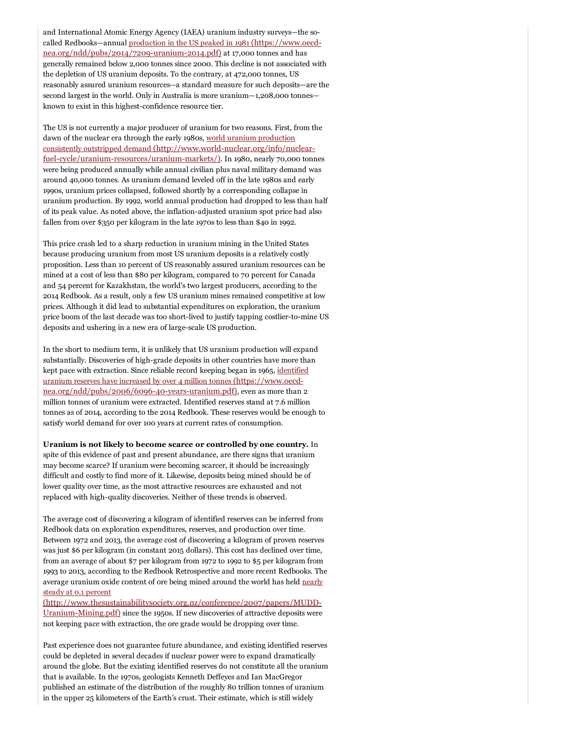and International Atomic Energy Agency (IAEA) uranium industry surveys—the so-called Redbooks—annual [production in the US peaked in 1981 (https://www.oecd-nea.org/ndd/pubs/2014/7209-uranium-2014.pdf)](https://www.oecd-nea.org/ndd/pubs/2014/7209-uranium-2014.pdf) at 17,000 tonnes and has generally remained below 2,000 tonnes since 2000. This decline is not associated with the depletion of US uranium deposits. To the contrary, at 472,000 tonnes, US reasonably assured uranium resources--a standard measure for such deposits—are the second largest in the world. Only in Australia is more uranium—1,208,000 tonnes—known to exist in this highest-confidence resource tier.

The US is not currently a major producer of uranium for two reasons. First, from the dawn of the nuclear era through the early 1980s, [world uranium production consistently outstripped demand (http://www.world-nuclear.org/info/nuclear-fuel-cycle/uranium-resources/uranium-markets/)](http://www.world-nuclear.org/info/nuclear-fuel-cycle/uranium-resources/uranium-markets/). In 1980, nearly 70,000 tonnes were being produced annually while annual civilian plus naval military demand was around 40,000 tonnes. As uranium demand leveled off in the late 1980s and early 1990s, uranium prices collapsed, followed shortly by a corresponding collapse in uranium production. By 1992, world annual production had dropped to less than half of its peak value. As noted above, the inflation-adjusted uranium spot price had also fallen from over $350 per kilogram in the late 1970s to less than $40 in 1992.

This price crash led to a sharp reduction in uranium mining in the United States because producing uranium from most US uranium deposits is a relatively costly proposition. Less than 10 percent of US reasonably assured uranium resources can be mined at a cost of less than $80 per kilogram, compared to 70 percent for Canada and 54 percent for Kazakhstan, the world's two largest producers, according to the 2014 Redbook. As a result, only a few US uranium mines remained competitive at low prices. Although it did lead to substantial expenditures on exploration, the uranium price boom of the last decade was too short-lived to justify tapping costlier-to-mine US deposits and ushering in a new era of large-scale US production.

In the short to medium term, it is unlikely that US uranium production will expand substantially. Discoveries of high-grade deposits in other countries have more than kept pace with extraction. Since reliable record keeping began in 1965, [identified uranium reserves have increased by over 4 million tonnes (https://www.oecd-nea.org/ndd/pubs/2006/6096-40-years-uranium.pdf)](https://www.oecd-nea.org/ndd/pubs/2006/6096-40-years-uranium.pdf), even as more than 2 million tonnes of uranium were extracted. Identified reserves stand at 7.6 million tonnes as of 2014, according to the 2014 Redbook. These reserves would be enough to satisfy world demand for over 100 years at current rates of consumption.

**Uranium is not likely to become scarce or controlled by one country.** In spite of this evidence of past and present abundance, are there signs that uranium may become scarce? If uranium were becoming scarcer, it should be increasingly difficult and costly to find more of it. Likewise, deposits being mined should be of lower quality over time, as the most attractive resources are exhausted and not replaced with high-quality discoveries. Neither of these trends is observed.

The average cost of discovering a kilogram of identified reserves can be inferred from Redbook data on exploration expenditures, reserves, and production over time. Between 1972 and 2013, the average cost of discovering a kilogram of proven reserves was just $6 per kilogram (in constant 2015 dollars). This cost has declined over time, from an average of about $7 per kilogram from 1972 to 1992 to $5 per kilogram from 1993 to 2013, according to the Redbook Retrospective and more recent Redbooks. The average uranium oxide content of ore being mined around the world has held [nearly steady at 0.1 percent (http://www.thesustainabilitysociety.org.nz/conference/2007/papers/MUDD-Uranium-Mining.pdf)](http://www.thesustainabilitysociety.org.nz/conference/2007/papers/MUDD-Uranium-Mining.pdf) since the 1950s. If new discoveries of attractive deposits were not keeping pace with extraction, the ore grade would be dropping over time.

Past experience does not guarantee future abundance, and existing identified reserves could be depleted in several decades if nuclear power were to expand dramatically around the globe. But the existing identified reserves do not constitute all the uranium that is available. In the 1970s, geologists Kenneth Deffeyes and Ian MacGregor published an estimate of the distribution of the roughly 80 trillion tonnes of uranium in the upper 25 kilometers of the Earth's crust. Their estimate, which is still widely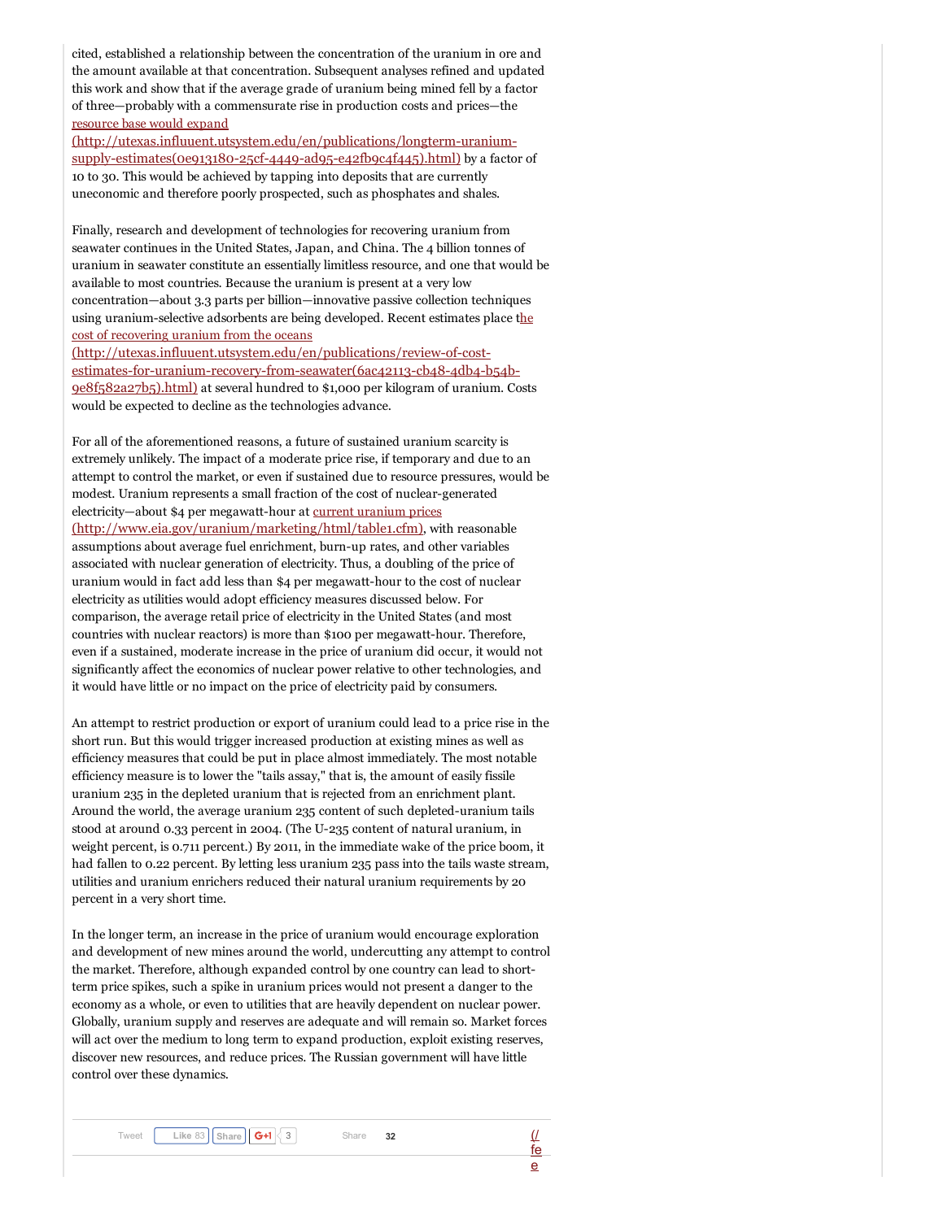cited, established a relationship between the concentration of the uranium in ore and the amount available at that concentration. Subsequent analyses refined and updated this work and show that if the average grade of uranium being mined fell by a factor of three—probably with a commensurate rise in production costs and prices—the [resource base would expand (http://utexas.influuent.utsystem.edu/en/publications/longterm-uranium-supply-estimates(0e913180-25cf-4449-ad95-e42fb9c4f445).html)](http://utexas.influuent.utsystem.edu/en/publications/longterm-uranium-supply-estimates(0e913180-25cf-4449-ad95-e42fb9c4f445).html) by a factor of 10 to 30. This would be achieved by tapping into deposits that are currently uneconomic and therefore poorly prospected, such as phosphates and shales.

Finally, research and development of technologies for recovering uranium from seawater continues in the United States, Japan, and China. The 4 billion tonnes of uranium in seawater constitute an essentially limitless resource, and one that would be available to most countries. Because the uranium is present at a very low concentration—about 3.3 parts per billion—innovative passive collection techniques using uranium-selective adsorbents are being developed. Recent estimates place t[he cost of recovering uranium from the oceans (http://utexas.influuent.utsystem.edu/en/publications/review-of-cost-estimates-for-uranium-recovery-from-seawater(6ac42113-cb48-4db4-b54b-9e8f582a27b5).html)](http://utexas.influuent.utsystem.edu/en/publications/review-of-cost-estimates-for-uranium-recovery-from-seawater(6ac42113-cb48-4db4-b54b-9e8f582a27b5).html) at several hundred to $1,000 per kilogram of uranium. Costs would be expected to decline as the technologies advance.

For all of the aforementioned reasons, a future of sustained uranium scarcity is extremely unlikely. The impact of a moderate price rise, if temporary and due to an attempt to control the market, or even if sustained due to resource pressures, would be modest. Uranium represents a small fraction of the cost of nuclear-generated electricity—about $4 per megawatt-hour at [current uranium prices (http://www.eia.gov/uranium/marketing/html/table1.cfm)](http://www.eia.gov/uranium/marketing/html/table1.cfm), with reasonable assumptions about average fuel enrichment, burn-up rates, and other variables associated with nuclear generation of electricity. Thus, a doubling of the price of uranium would in fact add less than $4 per megawatt-hour to the cost of nuclear electricity as utilities would adopt efficiency measures discussed below. For comparison, the average retail price of electricity in the United States (and most countries with nuclear reactors) is more than $100 per megawatt-hour. Therefore, even if a sustained, moderate increase in the price of uranium did occur, it would not significantly affect the economics of nuclear power relative to other technologies, and it would have little or no impact on the price of electricity paid by consumers.

An attempt to restrict production or export of uranium could lead to a price rise in the short run. But this would trigger increased production at existing mines as well as efficiency measures that could be put in place almost immediately. The most notable efficiency measure is to lower the "tails assay," that is, the amount of easily fissile uranium 235 in the depleted uranium that is rejected from an enrichment plant. Around the world, the average uranium 235 content of such depleted-uranium tails stood at around 0.33 percent in 2004. (The U-235 content of natural uranium, in weight percent, is 0.711 percent.) By 2011, in the immediate wake of the price boom, it had fallen to 0.22 percent. By letting less uranium 235 pass into the tails waste stream, utilities and uranium enrichers reduced their natural uranium requirements by 20 percent in a very short time.

In the longer term, an increase in the price of uranium would encourage exploration and development of new mines around the world, undercutting any attempt to control the market. Therefore, although expanded control by one country can lead to short-term price spikes, such a spike in uranium prices would not present a danger to the economy as a whole, or even to utilities that are heavily dependent on nuclear power. Globally, uranium supply and reserves are adequate and will remain so. Market forces will act over the medium to long term to expand production, exploit existing reserves, discover new resources, and reduce prices. The Russian government will have little control over these dynamics.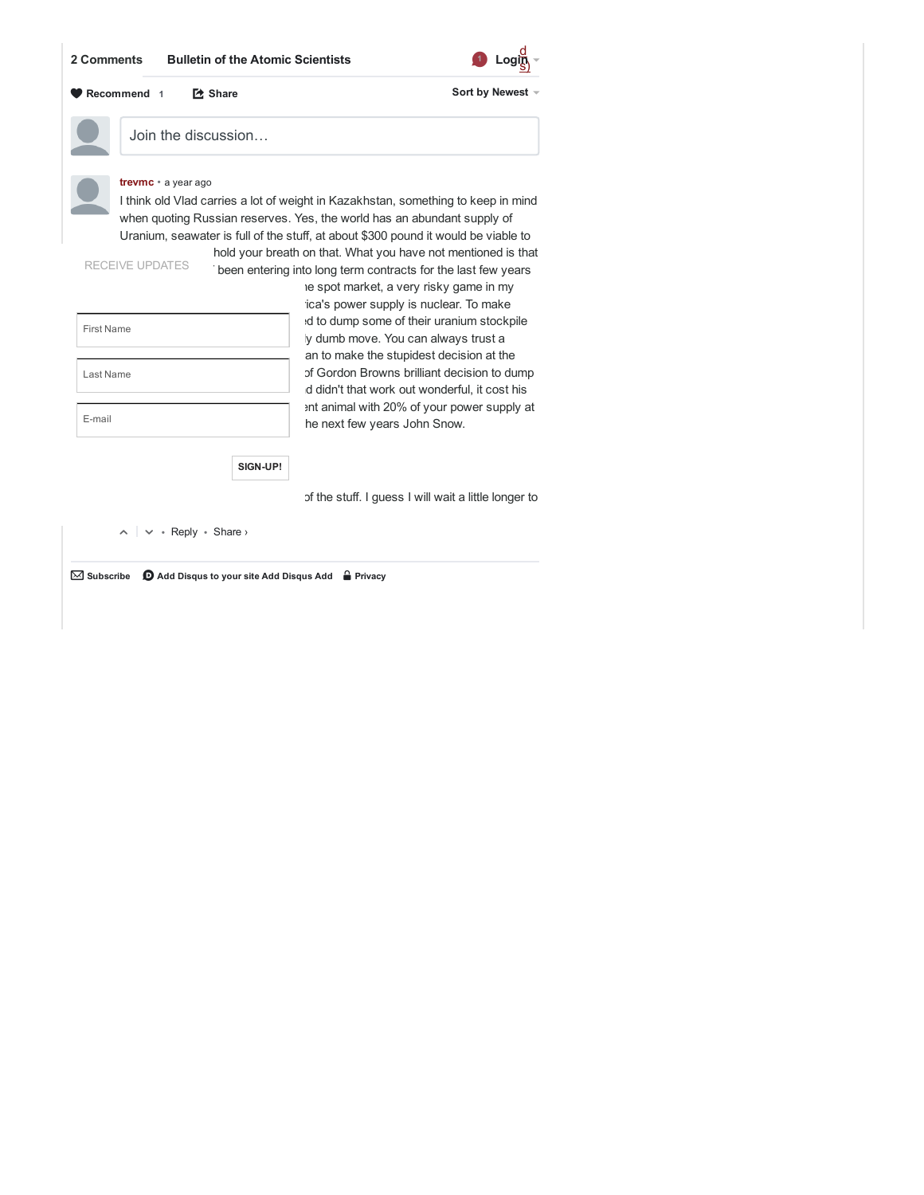2 Comments **Bulletin of the Atomic Scientists**

1 Login

Recommend 1 Share Sort by Newest

Join the discussion…

**trevmc** • a year ago

I think old Vlad carries a lot of weight in Kazakhstan, something to keep in mind when quoting Russian reserves. Yes, the world has an abundant supply of Uranium, seawater is full of the stuff, at about $300 pound it would be viable to hold your breath on that. What you have not mentioned is that been entering into long term contracts for the last few years ne spot market, a very risky game in my ica's power supply is nuclear. To make d to dump some of their uranium stockpile y dumb move. You can always trust a an to make the stupidest decision at the of Gordon Browns brilliant decision to dump d didn't that work out wonderful, it cost his nt animal with 20% of your power supply at he next few years John Snow.

of the stuff. I guess I will wait a little longer to

RECEIVE UPDATES

First Name

Last Name

E-mail

SIGN-UP!

Reply • Share ›

Subscribe Add Disqus to your site Add Disqus Add Privacy